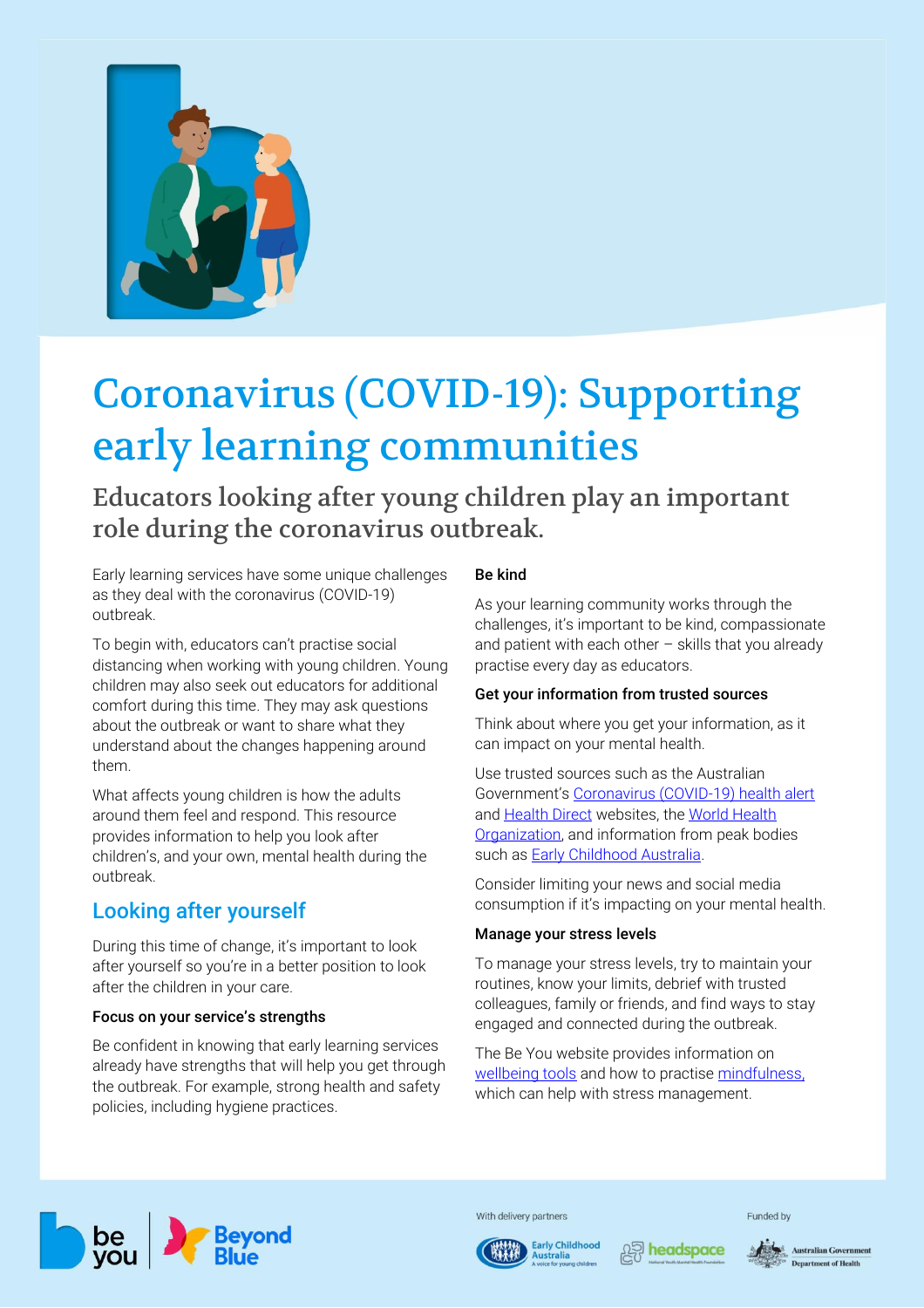# Coronavirus (COVID-19): Supporting early learning communities

## Educators looking after young children play an important role during the coronavirus outbreak.

Early learning services have some unique challenges as they deal with the coronavirus (COVID-19) outbreak.

To begin with, educators can't practise social distancing when working with young children. Young children may also seek out educators for additional comfort during this time. They may ask questions about the outbreak or want to share what they understand about the changes happening around them.

What affects young children is how the adults around them feel and respond. This resource provides information to help you look after children's, and your own, mental health during the outbreak.

## Looking after yourself

During this time of change, it's important to look after yourself so you're in a better position to look after the children in your care.

### Focus on your service's strengths

Be confident in knowing that early learning services already have strengths that will help you get through the outbreak. For example, strong health and safety policies, including hygiene practices.

### Be kind

As your learning community works through the challenges, it's important to be kind, compassionate and patient with each other – skills that you already practise every day as educators.

### Get your information from trusted sources

Think about where you get your information, as it can impact on your mental health.

Use trusted sources such as the Australian Government's Coronavirus (COVID-19) health alert and Health Direct websites, the World Health Organization, and information from peak bodies such as Early Childhood Australia.

Consider limiting your news and social media consumption if it's impacting on your mental health.

### Manage your stress levels

To manage your stress levels, try to maintain your routines, know your limits, debrief with trusted colleagues, family or friends, and find ways to stay engaged and connected during the outbreak.

The Be You website provides information on wellbeing tools and how to practise mindfulness, which can help with stress management.

With delivery partners

Funded by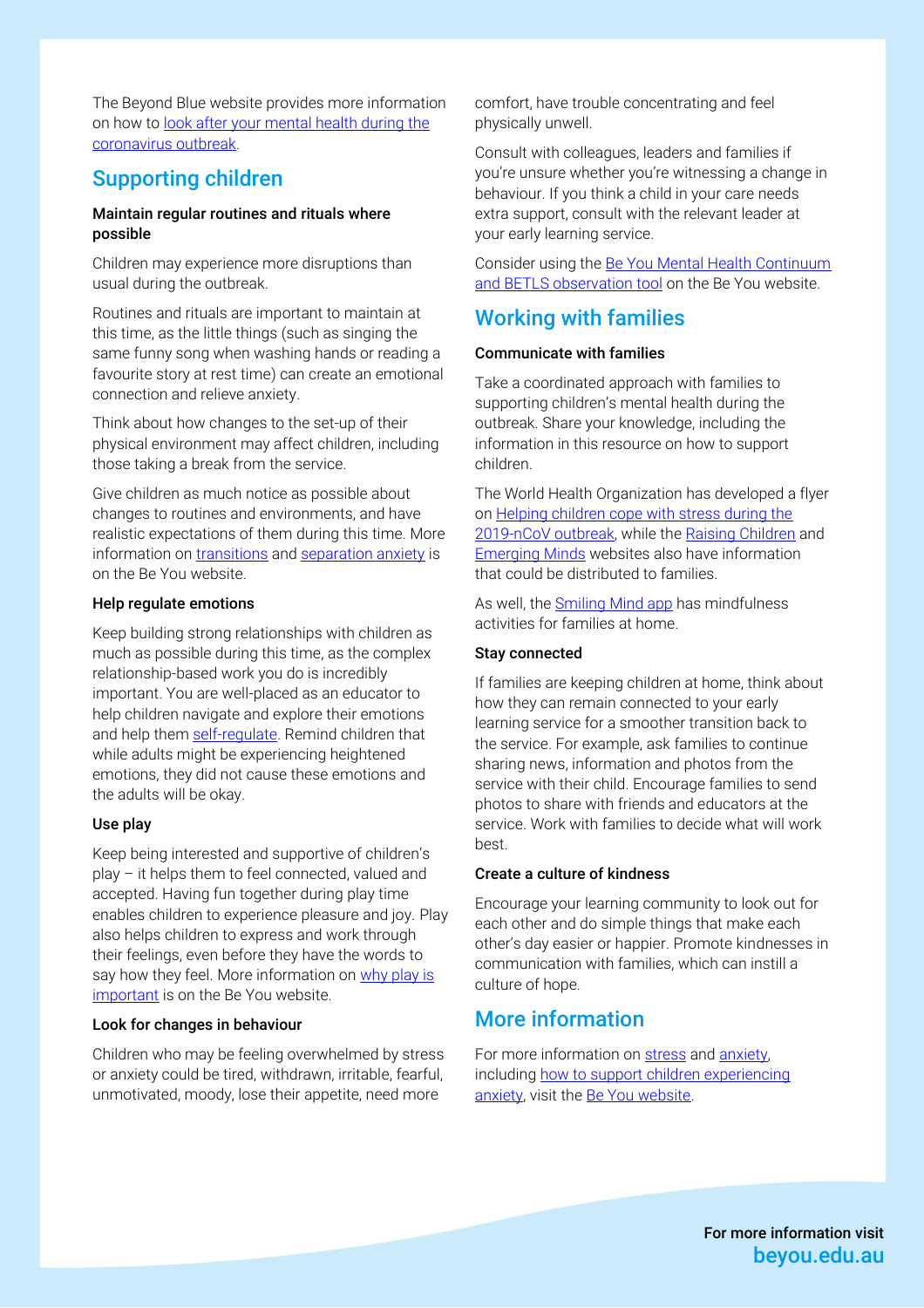The Beyond Blue website provides more information on how to look after your mental health during the coronavirus outbreak.

## Supporting children

**Maintain regular routines and rituals where possible**

Children may experience more disruptions than usual during the outbreak.

Routines and rituals are important to maintain at this time, as the little things (such as singing the same funny song when washing hands or reading a favourite story at rest time) can create an emotional connection and relieve anxiety.

Think about how changes to the set-up of their physical environment may affect children, including those taking a break from the service.

Give children as much notice as possible about changes to routines and environments, and have realistic expectations of them during this time. More information on transitions and separation anxiety is on the Be You website.

**Help regulate emotions**

Keep building strong relationships with children as much as possible during this time, as the complex relationship-based work you do is incredibly important. You are well-placed as an educator to help children navigate and explore their emotions and help them self-regulate. Remind children that while adults might be experiencing heightened emotions, they did not cause these emotions and the adults will be okay.

**Use play**

Keep being interested and supportive of children's play – it helps them to feel connected, valued and accepted. Having fun together during play time enables children to experience pleasure and joy. Play also helps children to express and work through their feelings, even before they have the words to say how they feel. More information on why play is important is on the Be You website.

**Look for changes in behaviour**

Children who may be feeling overwhelmed by stress or anxiety could be tired, withdrawn, irritable, fearful, unmotivated, moody, lose their appetite, need more comfort, have trouble concentrating and feel physically unwell.

Consult with colleagues, leaders and families if you're unsure whether you're witnessing a change in behaviour. If you think a child in your care needs extra support, consult with the relevant leader at your early learning service.

Consider using the Be You Mental Health Continuum and BETLS observation tool on the Be You website.

## Working with families

**Communicate with families**

Take a coordinated approach with families to supporting children's mental health during the outbreak. Share your knowledge, including the information in this resource on how to support children.

The World Health Organization has developed a flyer on Helping children cope with stress during the 2019-nCoV outbreak, while the Raising Children and Emerging Minds websites also have information that could be distributed to families.

As well, the Smiling Mind app has mindfulness activities for families at home.

**Stay connected**

If families are keeping children at home, think about how they can remain connected to your early learning service for a smoother transition back to the service. For example, ask families to continue sharing news, information and photos from the service with their child. Encourage families to send photos to share with friends and educators at the service. Work with families to decide what will work best.

**Create a culture of kindness**

Encourage your learning community to look out for each other and do simple things that make each other's day easier or happier. Promote kindnesses in communication with families, which can instill a culture of hope.

## More information

For more information on stress and anxiety, including how to support children experiencing anxiety, visit the Be You website.

For more information visit
**beyou.edu.au**